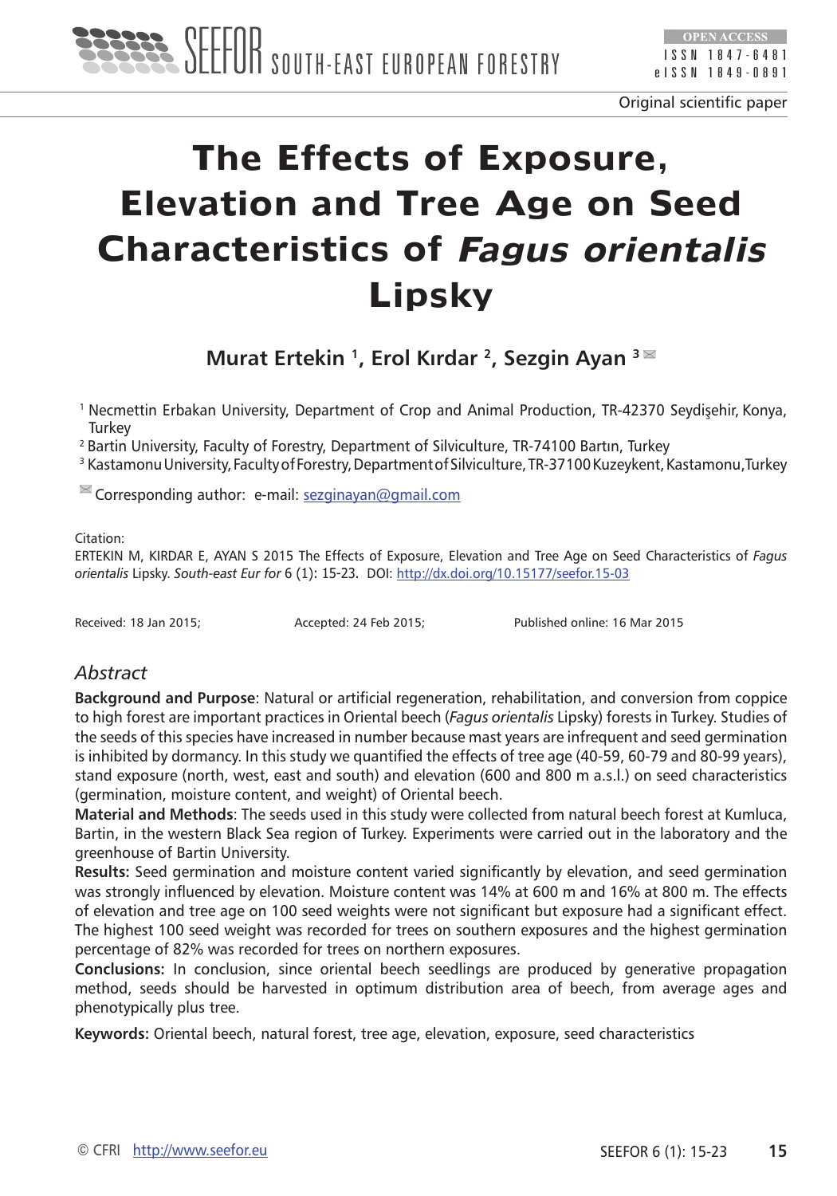Original scientific paper

# The Effects of Exposure, Elevation and Tree Age on Seed Characteristics of *Fagus orientalis* Lipsky

**Murat Ertekin [1], Erol Kırdar [2], Sezgin Ayan [3]**

[1] Necmettin Erbakan University, Department of Crop and Animal Production, TR-42370 Seydişehir, Konya, Turkey
[2] Bartin University, Faculty of Forestry, Department of Silviculture, TR-74100 Bartın, Turkey
[3] Kastamonu University, Faculty of Forestry, Department of Silviculture, TR-37100 Kuzeykent, Kastamonu, Turkey

Corresponding author: e-mail: sezginayan@gmail.com

Citation:
ERTEKIN M, KIRDAR E, AYAN S 2015 The Effects of Exposure, Elevation and Tree Age on Seed Characteristics of *Fagus orientalis* Lipsky. *South-east Eur for* 6 (1): 15-23. DOI: http://dx.doi.org/10.15177/seefor.15-03

Received: 18 Jan 2015; Accepted: 24 Feb 2015; Published online: 16 Mar 2015

## *Abstract*

**Background and Purpose**: Natural or artificial regeneration, rehabilitation, and conversion from coppice to high forest are important practices in Oriental beech (*Fagus orientalis* Lipsky) forests in Turkey. Studies of the seeds of this species have increased in number because mast years are infrequent and seed germination is inhibited by dormancy. In this study we quantified the effects of tree age (40-59, 60-79 and 80-99 years), stand exposure (north, west, east and south) and elevation (600 and 800 m a.s.l.) on seed characteristics (germination, moisture content, and weight) of Oriental beech.

**Material and Methods**: The seeds used in this study were collected from natural beech forest at Kumluca, Bartin, in the western Black Sea region of Turkey. Experiments were carried out in the laboratory and the greenhouse of Bartin University.

**Results:** Seed germination and moisture content varied significantly by elevation, and seed germination was strongly influenced by elevation. Moisture content was 14% at 600 m and 16% at 800 m. The effects of elevation and tree age on 100 seed weights were not significant but exposure had a significant effect. The highest 100 seed weight was recorded for trees on southern exposures and the highest germination percentage of 82% was recorded for trees on northern exposures.

**Conclusions:** In conclusion, since oriental beech seedlings are produced by generative propagation method, seeds should be harvested in optimum distribution area of beech, from average ages and phenotypically plus tree.

**Keywords:** Oriental beech, natural forest, tree age, elevation, exposure, seed characteristics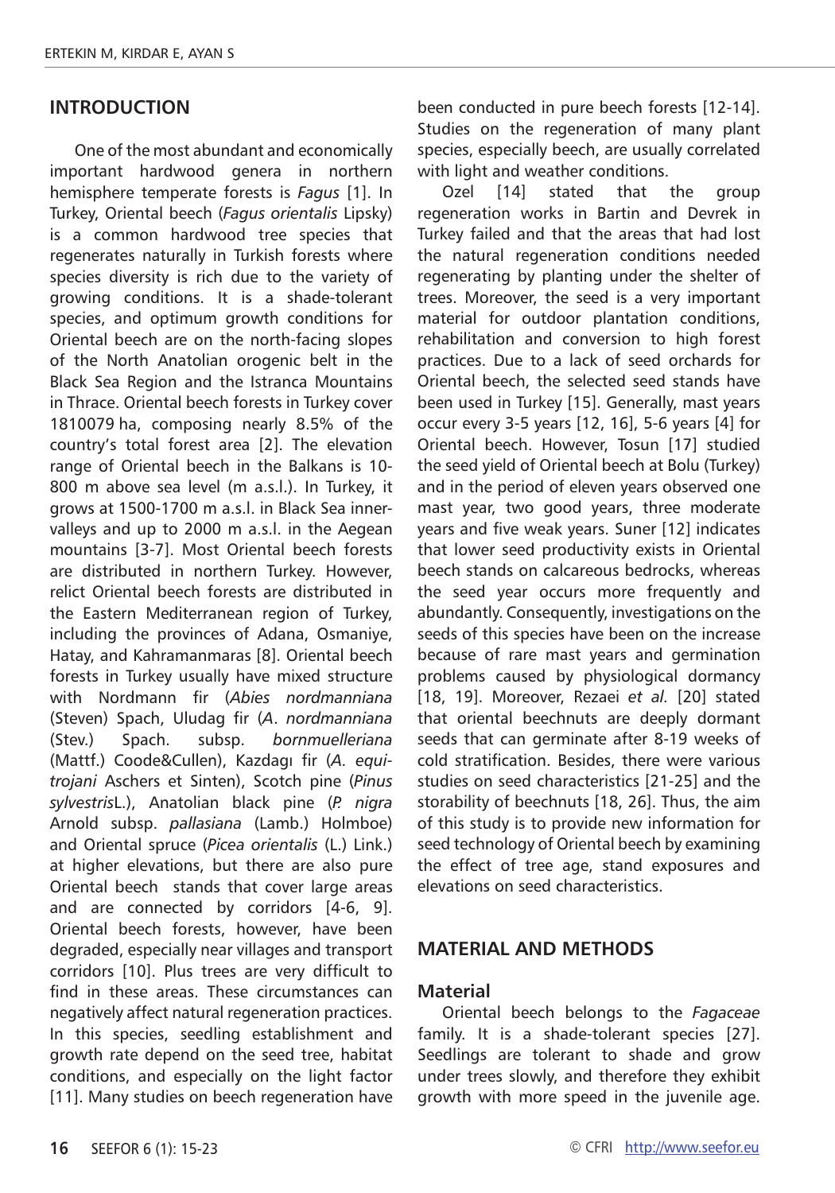## INTRODUCTION

One of the most abundant and economically important hardwood genera in northern hemisphere temperate forests is *Fagus* [1]. In Turkey, Oriental beech (*Fagus orientalis* Lipsky) is a common hardwood tree species that regenerates naturally in Turkish forests where species diversity is rich due to the variety of growing conditions. It is a shade-tolerant species, and optimum growth conditions for Oriental beech are on the north-facing slopes of the North Anatolian orogenic belt in the Black Sea Region and the Istranca Mountains in Thrace. Oriental beech forests in Turkey cover 1810079 ha, composing nearly 8.5% of the country's total forest area [2]. The elevation range of Oriental beech in the Balkans is 10-800 m above sea level (m a.s.l.). In Turkey, it grows at 1500-1700 m a.s.l. in Black Sea inner-valleys and up to 2000 m a.s.l. in the Aegean mountains [3-7]. Most Oriental beech forests are distributed in northern Turkey. However, relict Oriental beech forests are distributed in the Eastern Mediterranean region of Turkey, including the provinces of Adana, Osmaniye, Hatay, and Kahramanmaras [8]. Oriental beech forests in Turkey usually have mixed structure with Nordmann fir (*Abies nordmanniana* (Steven) Spach, Uludag fir (*A. nordmanniana* (Stev.) Spach. subsp. *bornmuelleriana* (Mattf.) Coode&Cullen), Kazdagı fir (*A. equi-trojani* Aschers et Sinten), Scotch pine (*Pinus sylvestris*L.), Anatolian black pine (*P. nigra* Arnold subsp. *pallasiana* (Lamb.) Holmboe) and Oriental spruce (*Picea orientalis* (L.) Link.) at higher elevations, but there are also pure Oriental beech stands that cover large areas and are connected by corridors [4-6, 9]. Oriental beech forests, however, have been degraded, especially near villages and transport corridors [10]. Plus trees are very difficult to find in these areas. These circumstances can negatively affect natural regeneration practices. In this species, seedling establishment and growth rate depend on the seed tree, habitat conditions, and especially on the light factor [11]. Many studies on beech regeneration have been conducted in pure beech forests [12-14]. Studies on the regeneration of many plant species, especially beech, are usually correlated with light and weather conditions.

Ozel [14] stated that the group regeneration works in Bartin and Devrek in Turkey failed and that the areas that had lost the natural regeneration conditions needed regenerating by planting under the shelter of trees. Moreover, the seed is a very important material for outdoor plantation conditions, rehabilitation and conversion to high forest practices. Due to a lack of seed orchards for Oriental beech, the selected seed stands have been used in Turkey [15]. Generally, mast years occur every 3-5 years [12, 16], 5-6 years [4] for Oriental beech. However, Tosun [17] studied the seed yield of Oriental beech at Bolu (Turkey) and in the period of eleven years observed one mast year, two good years, three moderate years and five weak years. Suner [12] indicates that lower seed productivity exists in Oriental beech stands on calcareous bedrocks, whereas the seed year occurs more frequently and abundantly. Consequently, investigations on the seeds of this species have been on the increase because of rare mast years and germination problems caused by physiological dormancy [18, 19]. Moreover, Rezaei *et al.* [20] stated that oriental beechnuts are deeply dormant seeds that can germinate after 8-19 weeks of cold stratification. Besides, there were various studies on seed characteristics [21-25] and the storability of beechnuts [18, 26]. Thus, the aim of this study is to provide new information for seed technology of Oriental beech by examining the effect of tree age, stand exposures and elevations on seed characteristics.

## MATERIAL AND METHODS

### Material

Oriental beech belongs to the *Fagaceae* family. It is a shade-tolerant species [27]. Seedlings are tolerant to shade and grow under trees slowly, and therefore they exhibit growth with more speed in the juvenile age.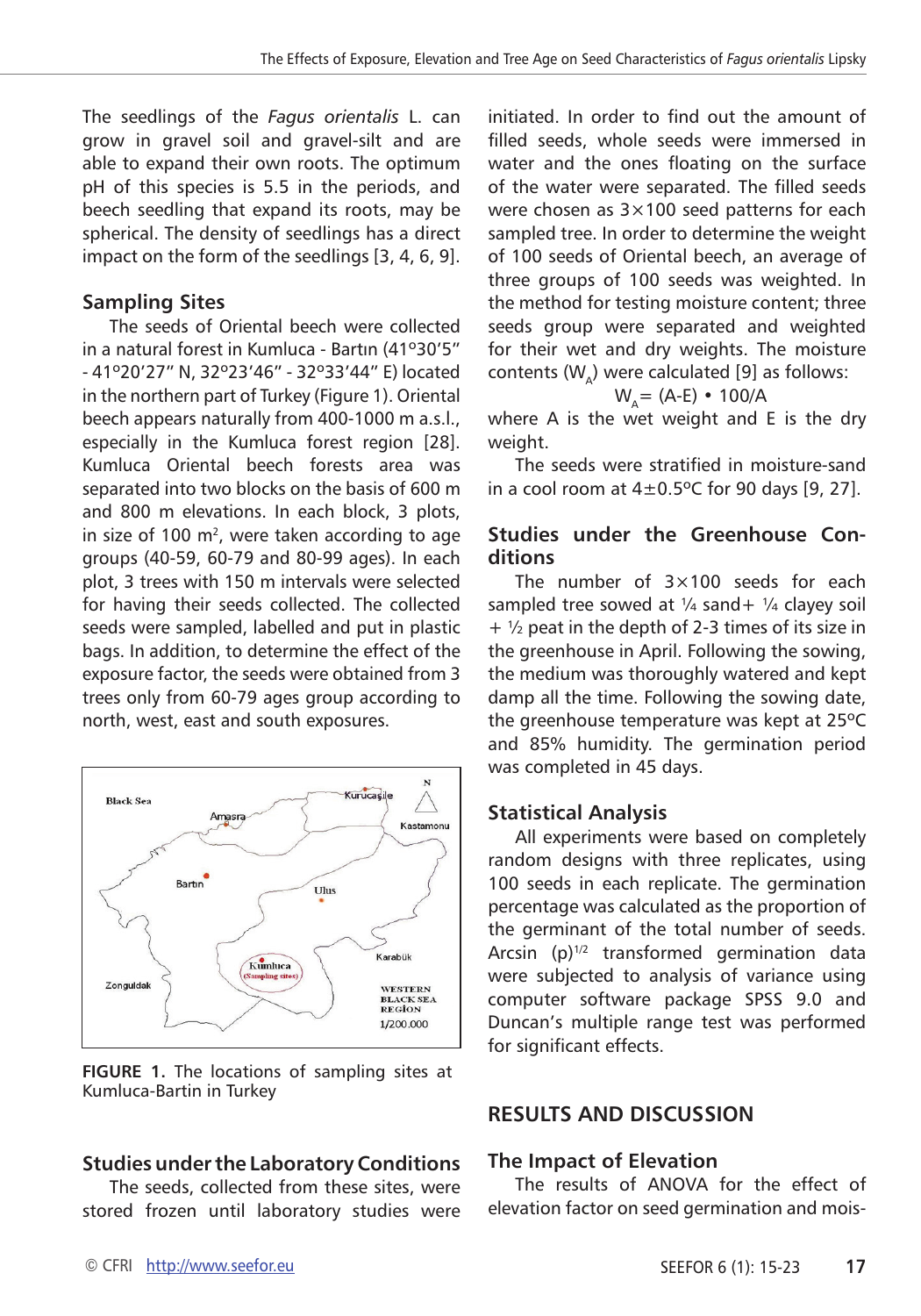The seedlings of the *Fagus orientalis* L. can grow in gravel soil and gravel-silt and are able to expand their own roots. The optimum pH of this species is 5.5 in the periods, and beech seedling that expand its roots, may be spherical. The density of seedlings has a direct impact on the form of the seedlings [3, 4, 6, 9].

## Sampling Sites

The seeds of Oriental beech were collected in a natural forest in Kumluca - Bartın (41º30'5" - 41º20'27" N, 32º23'46" - 32º33'44" E) located in the northern part of Turkey (Figure 1). Oriental beech appears naturally from 400-1000 m a.s.l., especially in the Kumluca forest region [28]. Kumluca Oriental beech forests area was separated into two blocks on the basis of 600 m and 800 m elevations. In each block, 3 plots, in size of 100 $m^2$, were taken according to age groups (40-59, 60-79 and 80-99 ages). In each plot, 3 trees with 150 m intervals were selected for having their seeds collected. The collected seeds were sampled, labelled and put in plastic bags. In addition, to determine the effect of the exposure factor, the seeds were obtained from 3 trees only from 60-79 ages group according to north, west, east and south exposures.

**FIGURE 1.** The locations of sampling sites at Kumluca-Bartin in Turkey

## Studies under the Laboratory Conditions

The seeds, collected from these sites, were stored frozen until laboratory studies were initiated. In order to find out the amount of filled seeds, whole seeds were immersed in water and the ones floating on the surface of the water were separated. The filled seeds were chosen as 3×100 seed patterns for each sampled tree. In order to determine the weight of 100 seeds of Oriental beech, an average of three groups of 100 seeds was weighted. In the method for testing moisture content; three seeds group were separated and weighted for their wet and dry weights. The moisture contents ($W_A$) were calculated [9] as follows:

$$W_A = (A-E) \cdot 100/A$$

where A is the wet weight and E is the dry weight.

The seeds were stratified in moisture-sand in a cool room at 4±0.5ºC for 90 days [9, 27].

## Studies under the Greenhouse Conditions

The number of 3×100 seeds for each sampled tree sowed at ¼ sand+ ¼ clayey soil + ½ peat in the depth of 2-3 times of its size in the greenhouse in April. Following the sowing, the medium was thoroughly watered and kept damp all the time. Following the sowing date, the greenhouse temperature was kept at 25ºC and 85% humidity. The germination period was completed in 45 days.

## Statistical Analysis

All experiments were based on completely random designs with three replicates, using 100 seeds in each replicate. The germination percentage was calculated as the proportion of the germinant of the total number of seeds. Arcsin $(p)^{1/2}$ transformed germination data were subjected to analysis of variance using computer software package SPSS 9.0 and Duncan's multiple range test was performed for significant effects.

# RESULTS AND DISCUSSION

## The Impact of Elevation

The results of ANOVA for the effect of elevation factor on seed germination and mois-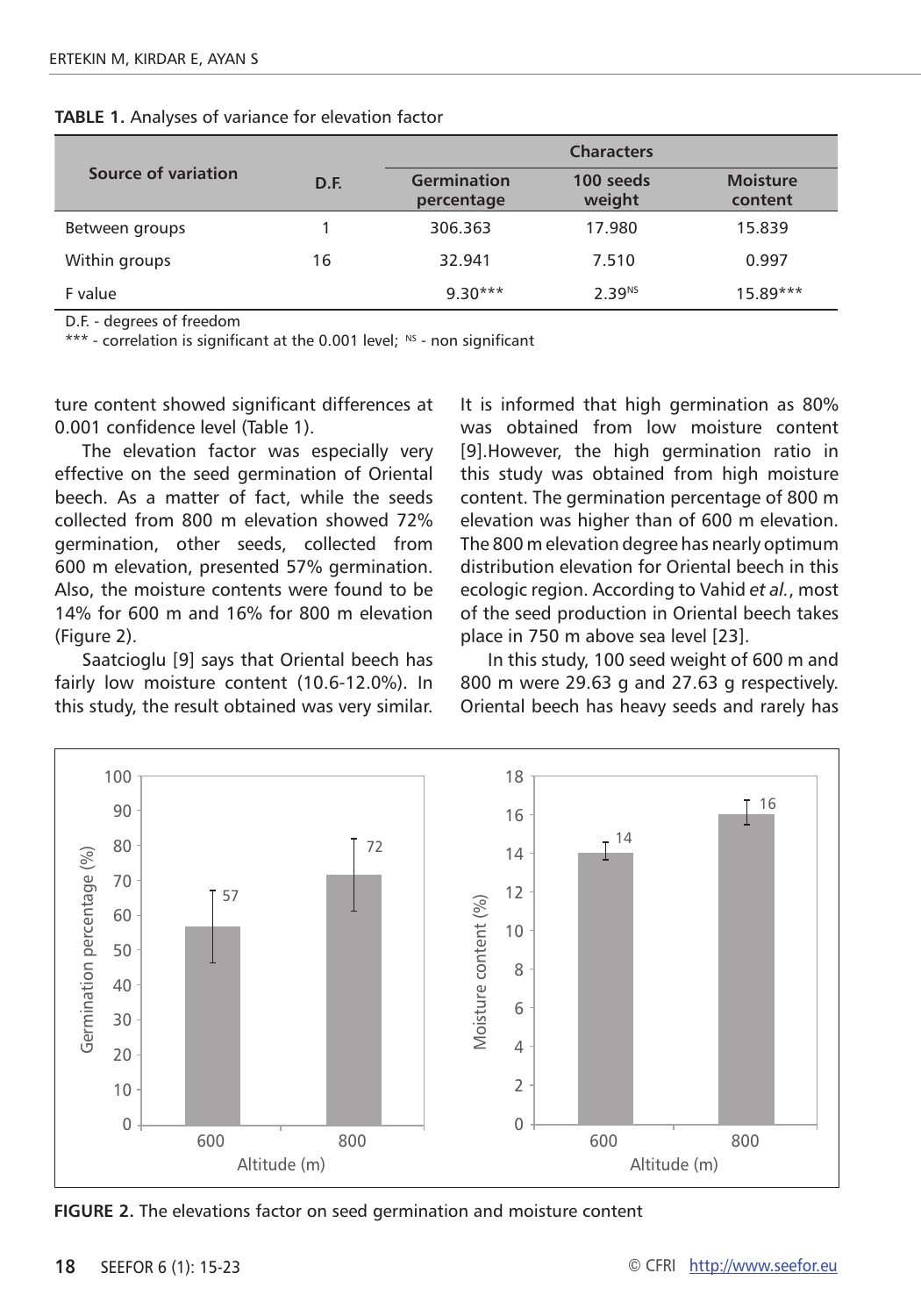**TABLE 1.** Analyses of variance for elevation factor

| Source of variation | D.F. | Characters | | |
|---|---|---|---|---|
| | | Germination percentage | 100 seeds weight | Moisture content |
| Between groups | 1 | 306.363 | 17.980 | 15.839 |
| Within groups | 16 | 32.941 | 7.510 | 0.997 |
| F value | | 9.30*** | 2.39[NS] | 15.89*** |

D.F. - degrees of freedom
*** - correlation is significant at the 0.001 level; [NS] - non significant

ture content showed significant differences at 0.001 confidence level (Table 1).

The elevation factor was especially very effective on the seed germination of Oriental beech. As a matter of fact, while the seeds collected from 800 m elevation showed 72% germination, other seeds, collected from 600 m elevation, presented 57% germination. Also, the moisture contents were found to be 14% for 600 m and 16% for 800 m elevation (Figure 2).

Saatcioglu [9] says that Oriental beech has fairly low moisture content (10.6-12.0%). In this study, the result obtained was very similar. It is informed that high germination as 80% was obtained from low moisture content [9].However, the high germination ratio in this study was obtained from high moisture content. The germination percentage of 800 m elevation was higher than of 600 m elevation. The 800 m elevation degree has nearly optimum distribution elevation for Oriental beech in this ecologic region. According to Vahid *et al.*, most of the seed production in Oriental beech takes place in 750 m above sea level [23].

In this study, 100 seed weight of 600 m and 800 m were 29.63 g and 27.63 g respectively. Oriental beech has heavy seeds and rarely has

**FIGURE 2.** The elevations factor on seed germination and moisture content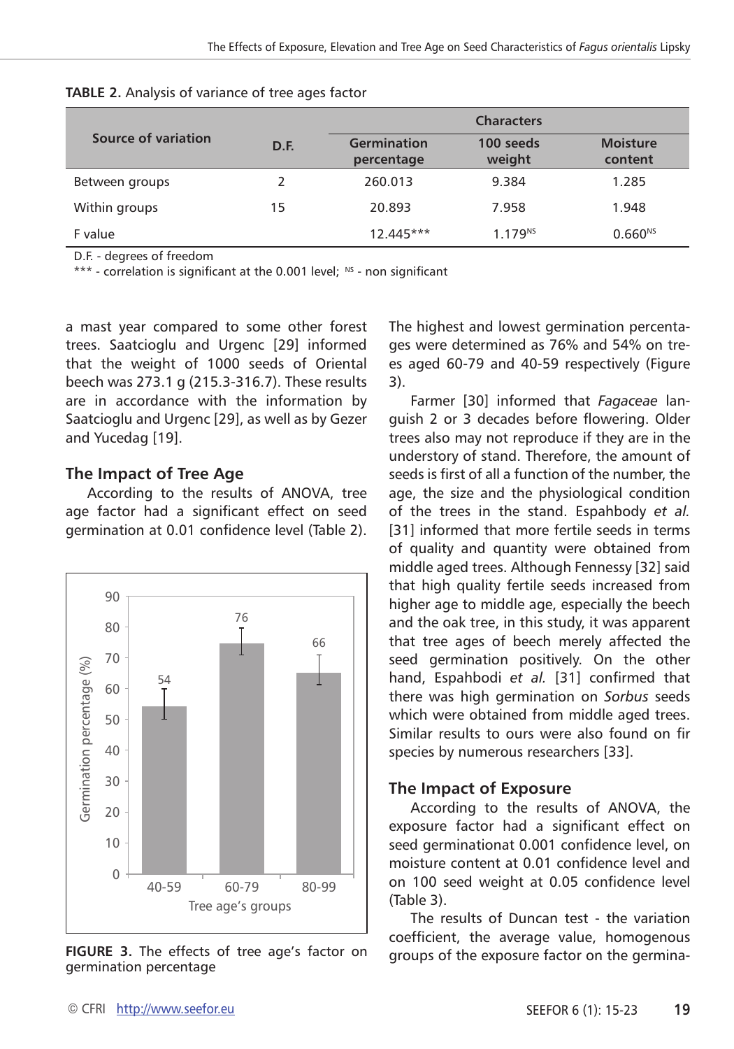**TABLE 2.** Analysis of variance of tree ages factor

| Source of variation | D.F. | Characters | | |
|---|---|---|---|---|
| | | Germination percentage | 100 seeds weight | Moisture content |
| Between groups | 2 | 260.013 | 9.384 | 1.285 |
| Within groups | 15 | 20.893 | 7.958 | 1.948 |
| F value | | 12.445*** | 1.179[NS] | 0.660[NS] |

D.F. - degrees of freedom
*** - correlation is significant at the 0.001 level; NS - non significant

a mast year compared to some other forest trees. Saatcioglu and Urgenc [29] informed that the weight of 1000 seeds of Oriental beech was 273.1 g (215.3-316.7). These results are in accordance with the information by Saatcioglu and Urgenc [29], as well as by Gezer and Yucedag [19].

## The Impact of Tree Age

According to the results of ANOVA, tree age factor had a significant effect on seed germination at 0.01 confidence level (Table 2).

**FIGURE 3.** The effects of tree age's factor on germination percentage

The highest and lowest germination percentages were determined as 76% and 54% on trees aged 60-79 and 40-59 respectively (Figure 3).

Farmer [30] informed that *Fagaceae* languish 2 or 3 decades before flowering. Older trees also may not reproduce if they are in the understory of stand. Therefore, the amount of seeds is first of all a function of the number, the age, the size and the physiological condition of the trees in the stand. Espahbody *et al.* [31] informed that more fertile seeds in terms of quality and quantity were obtained from middle aged trees. Although Fennessy [32] said that high quality fertile seeds increased from higher age to middle age, especially the beech and the oak tree, in this study, it was apparent that tree ages of beech merely affected the seed germination positively. On the other hand, Espahbodi *et al.* [31] confirmed that there was high germination on *Sorbus* seeds which were obtained from middle aged trees. Similar results to ours were also found on fir species by numerous researchers [33].

## The Impact of Exposure

According to the results of ANOVA, the exposure factor had a significant effect on seed germinationat 0.001 confidence level, on moisture content at 0.01 confidence level and on 100 seed weight at 0.05 confidence level (Table 3).

The results of Duncan test - the variation coefficient, the average value, homogenous groups of the exposure factor on the germina-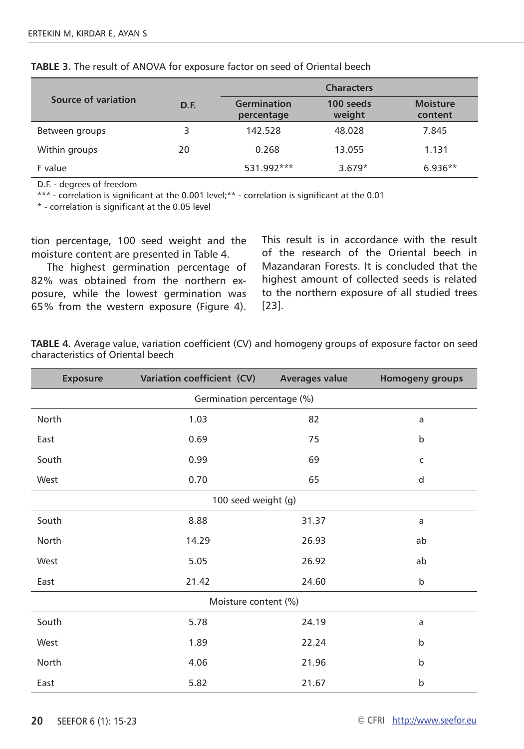**TABLE 3.** The result of ANOVA for exposure factor on seed of Oriental beech

| Source of variation | D.F. | Characters | | |
|---|---|---|---|---|
| | | Germination percentage | 100 seeds weight | Moisture content |
| Between groups | 3 | 142.528 | 48.028 | 7.845 |
| Within groups | 20 | 0.268 | 13.055 | 1.131 |
| F value | | 531.992*** | 3.679* | 6.936** |

D.F. - degrees of freedom
*** - correlation is significant at the 0.001 level;** - correlation is significant at the 0.01
* - correlation is significant at the 0.05 level

tion percentage, 100 seed weight and the moisture content are presented in Table 4.

The highest germination percentage of 82% was obtained from the northern exposure, while the lowest germination was 65% from the western exposure (Figure 4). This result is in accordance with the result of the research of the Oriental beech in Mazandaran Forests. It is concluded that the highest amount of collected seeds is related to the northern exposure of all studied trees [23].

**TABLE 4.** Average value, variation coefficient (CV) and homogeny groups of exposure factor on seed characteristics of Oriental beech

| Exposure | Variation coefficient (CV) | Averages value | Homogeny groups |
|---|---|---|---|
| Germination percentage (%) | | | |
| North | 1.03 | 82 | a |
| East | 0.69 | 75 | b |
| South | 0.99 | 69 | c |
| West | 0.70 | 65 | d |
| 100 seed weight (g) | | | |
| South | 8.88 | 31.37 | a |
| North | 14.29 | 26.93 | ab |
| West | 5.05 | 26.92 | ab |
| East | 21.42 | 24.60 | b |
| Moisture content (%) | | | |
| South | 5.78 | 24.19 | a |
| West | 1.89 | 22.24 | b |
| North | 4.06 | 21.96 | b |
| East | 5.82 | 21.67 | b |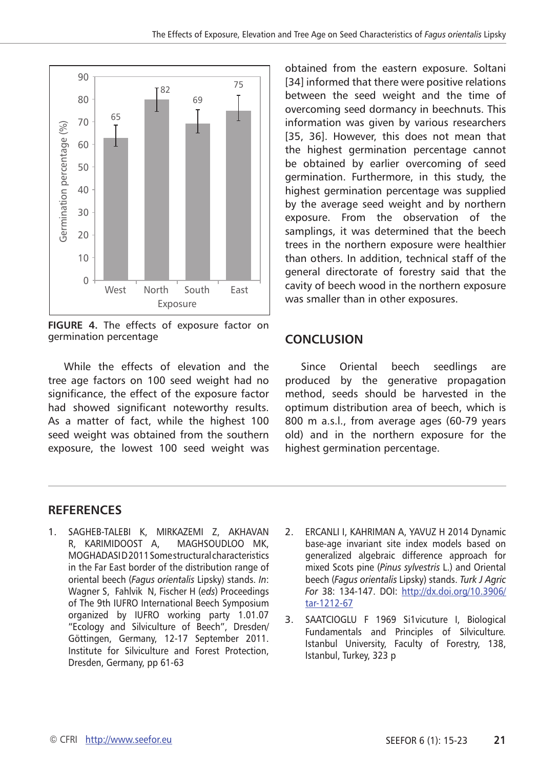FIGURE 4. The effects of exposure factor on germination percentage

While the effects of elevation and the tree age factors on 100 seed weight had no significance, the effect of the exposure factor had showed significant noteworthy results. As a matter of fact, while the highest 100 seed weight was obtained from the southern exposure, the lowest 100 seed weight was obtained from the eastern exposure. Soltani [34] informed that there were positive relations between the seed weight and the time of overcoming seed dormancy in beechnuts. This information was given by various researchers [35, 36]. However, this does not mean that the highest germination percentage cannot be obtained by earlier overcoming of seed germination. Furthermore, in this study, the highest germination percentage was supplied by the average seed weight and by northern exposure. From the observation of the samplings, it was determined that the beech trees in the northern exposure were healthier than others. In addition, technical staff of the general directorate of forestry said that the cavity of beech wood in the northern exposure was smaller than in other exposures.

## CONCLUSION

Since Oriental beech seedlings are produced by the generative propagation method, seeds should be harvested in the optimum distribution area of beech, which is 800 m a.s.l., from average ages (60-79 years old) and in the northern exposure for the highest germination percentage.

## REFERENCES

1. SAGHEB-TALEBI K, MIRKAZEMI Z, AKHAVAN R, KARIMIDOOST A, MAGHSOUDLOO MK, MOGHADASI D 2011 Some structural characteristics in the Far East border of the distribution range of oriental beech (*Fagus orientalis* Lipsky) stands. *In*: Wagner S, Fahlvik N, Fischer H (*eds*) Proceedings of The 9th IUFRO International Beech Symposium organized by IUFRO working party 1.01.07 "Ecology and Silviculture of Beech", Dresden/ Göttingen, Germany, 12-17 September 2011. Institute for Silviculture and Forest Protection, Dresden, Germany, pp 61-63
2. ERCANLI I, KAHRIMAN A, YAVUZ H 2014 Dynamic base-age invariant site index models based on generalized algebraic difference approach for mixed Scots pine (*Pinus sylvestris* L.) and Oriental beech (*Fagus orientalis* Lipsky) stands. *Turk J Agric For* 38: 134-147. DOI: http://dx.doi.org/10.3906/tar-1212-67
3. SAATCIOGLU F 1969 Si1vicuture I, Biological Fundamentals and Principles of Silviculture. Istanbul University, Faculty of Forestry, 138, Istanbul, Turkey, 323 p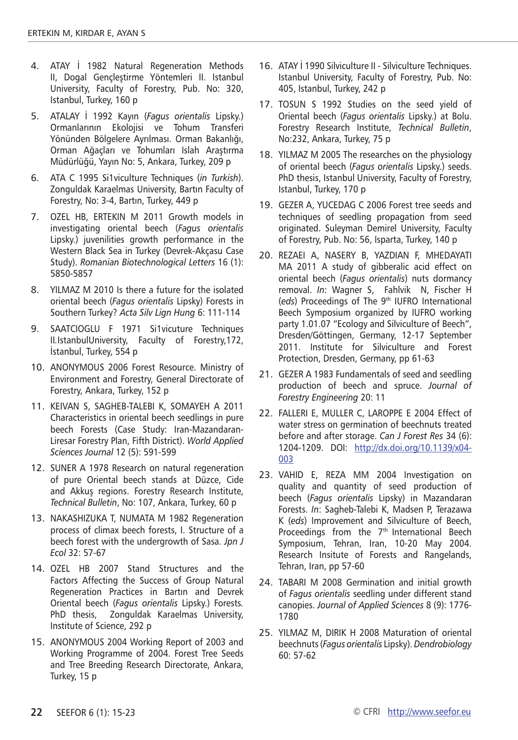4. ATAY İ 1982 Natural Regeneration Methods II, Dogal Gençleştirme Yöntemleri II. Istanbul University, Faculty of Forestry, Pub. No: 320, Istanbul, Turkey, 160 p
5. ATALAY İ 1992 Kayın (*Fagus orientalis* Lipsky.) Ormanlarının Ekolojisi ve Tohum Transferi Yönünden Bölgelere Ayrılması. Orman Bakanlığı, Orman Ağaçları ve Tohumları Islah Araştırma Müdürlüğü, Yayın No: 5, Ankara, Turkey, 209 p
6. ATA C 1995 Si1viculture Techniques (*in Turkish*). Zonguldak Karaelmas University, Bartın Faculty of Forestry, No: 3-4, Bartın, Turkey, 449 p
7. OZEL HB, ERTEKIN M 2011 Growth models in investigating oriental beech (*Fagus orientalis* Lipsky.) juvenilities growth performance in the Western Black Sea in Turkey (Devrek-Akçasu Case Study). *Romanian Biotechnological Letters* 16 (1): 5850-5857
8. YILMAZ M 2010 Is there a future for the isolated oriental beech (*Fagus orientalis* Lipsky) Forests in Southern Turkey? *Acta Silv Lign Hung* 6: 111-114
9. SAATCIOGLU F 1971 Si1vicuture Techniques II.IstanbulUniversity, Faculty of Forestry,172, İstanbul, Turkey, 554 p
10. ANONYMOUS 2006 Forest Resource. Ministry of Environment and Forestry, General Directorate of Forestry, Ankara, Turkey, 152 p
11. KEIVAN S, SAGHEB-TALEBI K, SOMAYEH A 2011 Characteristics in oriental beech seedlings in pure beech Forests (Case Study: Iran-Mazandaran-Liresar Forestry Plan, Fifth District). *World Applied Sciences Journal* 12 (5): 591-599
12. SUNER A 1978 Research on natural regeneration of pure Oriental beech stands at Düzce, Cide and Akkuş regions. Forestry Research Institute, *Technical Bulletin*, No: 107, Ankara, Turkey, 60 p
13. NAKASHIZUKA T, NUMATA M 1982 Regeneration process of climax beech forests, I. Structure of a beech forest with the undergrowth of Sasa. *Jpn J Ecol* 32: 57-67
14. OZEL HB 2007 Stand Structures and the Factors Affecting the Success of Group Natural Regeneration Practices in Bartın and Devrek Oriental beech (*Fagus orientalis* Lipsky.) Forests. PhD thesis, Zonguldak Karaelmas University, Institute of Science, 292 p
15. ANONYMOUS 2004 Working Report of 2003 and Working Programme of 2004. Forest Tree Seeds and Tree Breeding Research Directorate, Ankara, Turkey, 15 p
16. ATAY İ 1990 Silviculture II - Silviculture Techniques. Istanbul University, Faculty of Forestry, Pub. No: 405, Istanbul, Turkey, 242 p
17. TOSUN S 1992 Studies on the seed yield of Oriental beech (*Fagus orientalis* Lipsky.) at Bolu. Forestry Research Institute, *Technical Bulletin*, No:232, Ankara, Turkey, 75 p
18. YILMAZ M 2005 The researches on the physiology of oriental beech (*Fagus orientalis* Lipsky.) seeds. PhD thesis, Istanbul University, Faculty of Forestry, Istanbul, Turkey, 170 p
19. GEZER A, YUCEDAG C 2006 Forest tree seeds and techniques of seedling propagation from seed originated. Suleyman Demirel University, Faculty of Forestry, Pub. No: 56, Isparta, Turkey, 140 p
20. REZAEI A, NASERY B, YAZDIAN F, MHEDAYATI MA 2011 A study of gibberalic acid effect on oriental beech (*Fagus orientalis*) nuts dormancy removal. *In*: Wagner S, Fahlvik N, Fischer H (*eds*) Proceedings of The 9th IUFRO International Beech Symposium organized by IUFRO working party 1.01.07 "Ecology and Silviculture of Beech", Dresden/Göttingen, Germany, 12-17 September 2011. Institute for Silviculture and Forest Protection, Dresden, Germany, pp 61-63
21. GEZER A 1983 Fundamentals of seed and seedling production of beech and spruce. *Journal of Forestry Engineering* 20: 11
22. FALLERI E, MULLER C, LAROPPE E 2004 Effect of water stress on germination of beechnuts treated before and after storage. *Can J Forest Res* 34 (6): 1204-1209. DOI: http://dx.doi.org/10.1139/x04-003
23. VAHID E, REZA MM 2004 Investigation on quality and quantity of seed production of beech (*Fagus orientalis* Lipsky) in Mazandaran Forests. *In*: Sagheb-Talebi K, Madsen P, Terazawa K (*eds*) Improvement and Silviculture of Beech, Proceedings from the 7th International Beech Symposium, Tehran, Iran, 10-20 May 2004. Research Insitute of Forests and Rangelands, Tehran, Iran, pp 57-60
24. TABARI M 2008 Germination and initial growth of *Fagus orientalis* seedling under different stand canopies. *Journal of Applied Sciences* 8 (9): 1776-1780
25. YILMAZ M, DIRIK H 2008 Maturation of oriental beechnuts (*Fagus orientalis* Lipsky). *Dendrobiology* 60: 57-62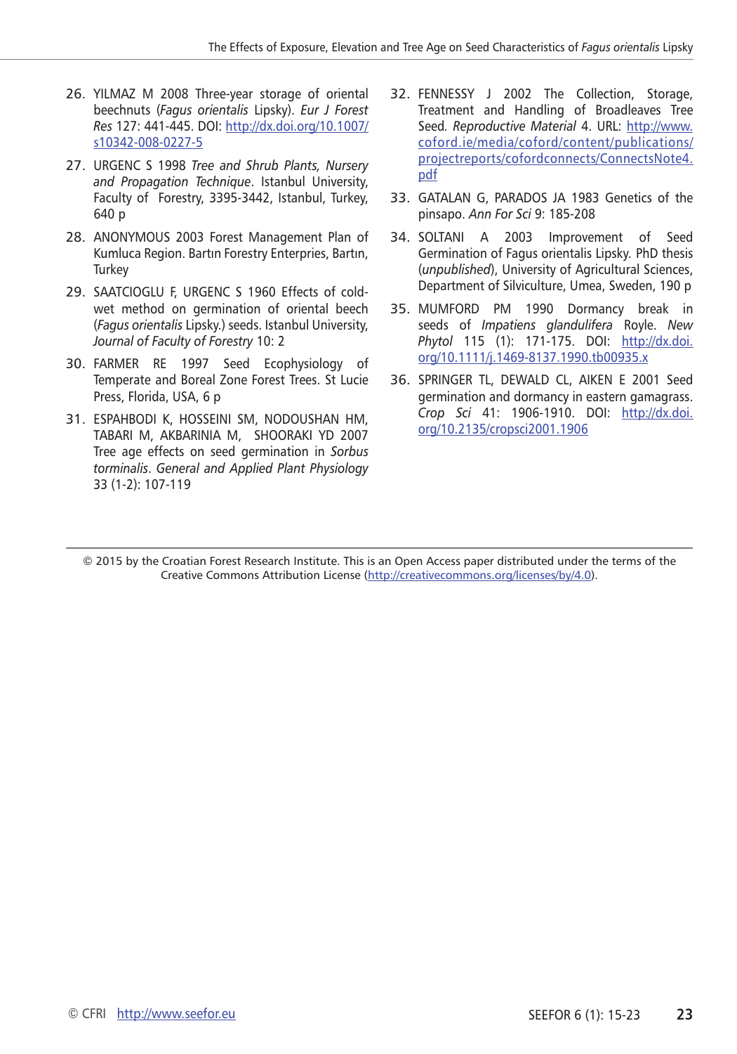26. YILMAZ M 2008 Three-year storage of oriental beechnuts (*Fagus orientalis* Lipsky). *Eur J Forest Res* 127: 441-445. DOI: http://dx.doi.org/10.1007/s10342-008-0227-5

27. URGENC S 1998 *Tree and Shrub Plants, Nursery and Propagation Technique*. Istanbul University, Faculty of Forestry, 3395-3442, Istanbul, Turkey, 640 p

28. ANONYMOUS 2003 Forest Management Plan of Kumluca Region. Bartın Forestry Enterprises, Bartın, Turkey

29. SAATCIOGLU F, URGENC S 1960 Effects of cold-wet method on germination of oriental beech (*Fagus orientalis* Lipsky.) seeds. Istanbul University, *Journal of Faculty of Forestry* 10: 2

30. FARMER RE 1997 Seed Ecophysiology of Temperate and Boreal Zone Forest Trees. St Lucie Press, Florida, USA, 6 p

31. ESPAHBODI K, HOSSEINI SM, NODOUSHAN HM, TABARI M, AKBARINIA M, SHOORAKI YD 2007 Tree age effects on seed germination in *Sorbus torminalis*. *General and Applied Plant Physiology* 33 (1-2): 107-119

32. FENNESSY J 2002 The Collection, Storage, Treatment and Handling of Broadleaves Tree Seed. *Reproductive Material* 4. URL: http://www.coford.ie/media/coford/content/publications/projectreports/cofordconnects/ConnectsNote4.pdf

33. GATALAN G, PARADOS JA 1983 Genetics of the pinsapo. *Ann For Sci* 9: 185-208

34. SOLTANI A 2003 Improvement of Seed Germination of Fagus orientalis Lipsky. PhD thesis (*unpublished*), University of Agricultural Sciences, Department of Silviculture, Umea, Sweden, 190 p

35. MUMFORD PM 1990 Dormancy break in seeds of *Impatiens glandulifera* Royle. *New Phytol* 115 (1): 171-175. DOI: http://dx.doi.org/10.1111/j.1469-8137.1990.tb00935.x

36. SPRINGER TL, DEWALD CL, AIKEN E 2001 Seed germination and dormancy in eastern gamagrass. *Crop Sci* 41: 1906-1910. DOI: http://dx.doi.org/10.2135/cropsci2001.1906

© 2015 by the Croatian Forest Research Institute. This is an Open Access paper distributed under the terms of the Creative Commons Attribution License (http://creativecommons.org/licenses/by/4.0).